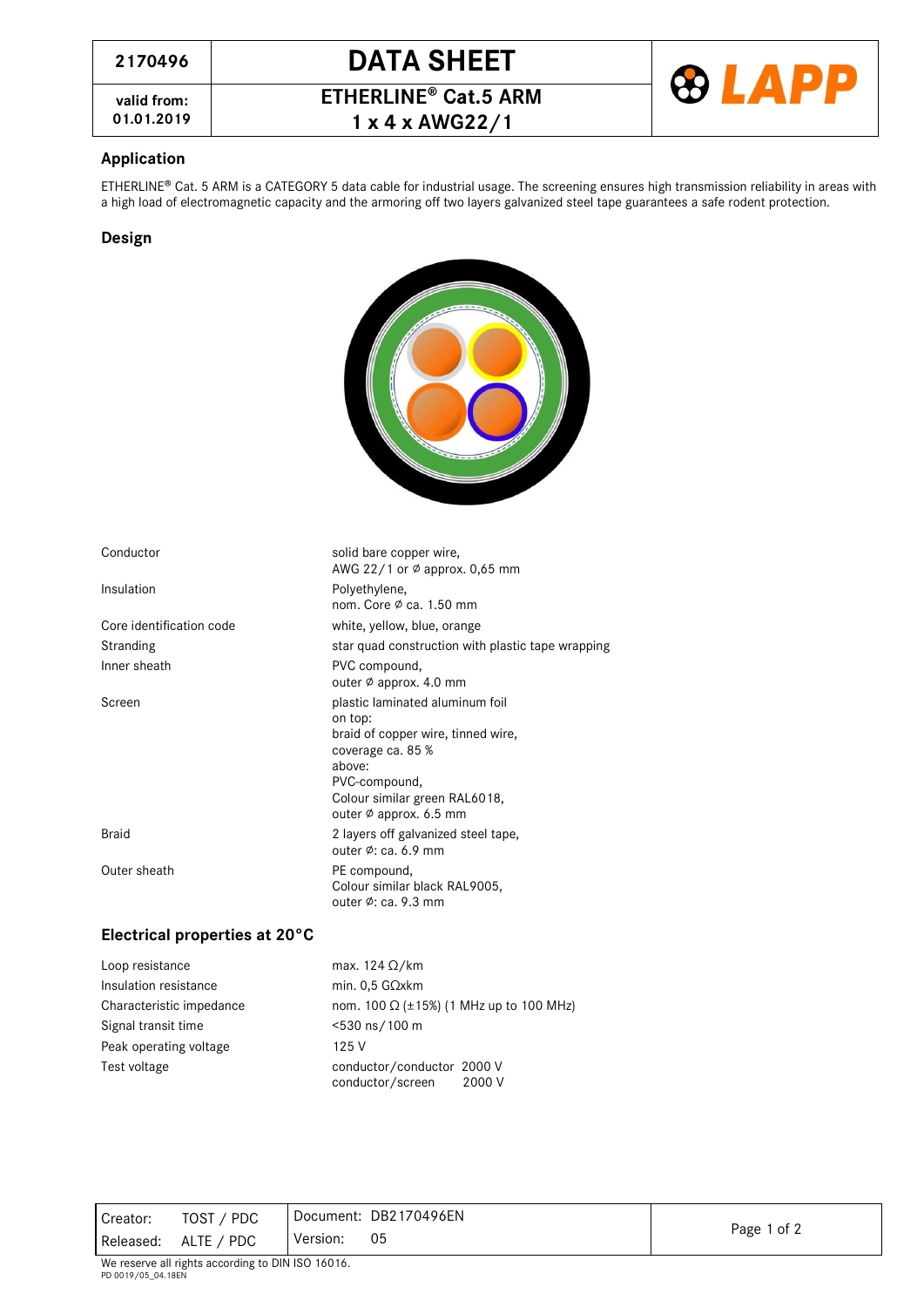| 2170496 | DATA SHEET | LAPP |
|---|---|---|
| valid from: 01.01.2019 | ETHERLINE® Cat.5 ARM 1 x 4 x AWG22/1 | |

## Application

ETHERLINE® Cat. 5 ARM is a CATEGORY 5 data cable for industrial usage. The screening ensures high transmission reliability in areas with a high load of electromagnetic capacity and the armoring off two layers galvanized steel tape guarantees a safe rodent protection.

## Design

| | |
|---|---|
| Conductor | solid bare copper wire,<br>AWG 22/1 or ⌀ approx. 0,65 mm |
| Insulation | Polyethylene,<br>nom. Core ⌀ ca. 1.50 mm |
| Core identification code | white, yellow, blue, orange |
| Stranding | star quad construction with plastic tape wrapping |
| Inner sheath | PVC compound,<br>outer ⌀ approx. 4.0 mm |
| Screen | plastic laminated aluminum foil<br>on top:<br>braid of copper wire, tinned wire,<br>coverage ca. 85 %<br>above:<br>PVC-compound,<br>Colour similar green RAL6018,<br>outer ⌀ approx. 6.5 mm |
| Braid | 2 layers off galvanized steel tape,<br>outer ⌀: ca. 6.9 mm |
| Outer sheath | PE compound,<br>Colour similar black RAL9005,<br>outer ⌀: ca. 9.3 mm |

## Electrical properties at 20°C

| | |
|---|---|
| Loop resistance | max. 124 Ω/km |
| Insulation resistance | min. 0,5 GΩxkm |
| Characteristic impedance | nom. 100 Ω (±15%) (1 MHz up to 100 MHz) |
| Signal transit time | <530 ns/100 m |
| Peak operating voltage | 125 V |
| Test voltage | conductor/conductor 2000 V<br>conductor/screen 2000 V |

| | | |
|---|---|---|
| Creator: TOST / PDC | Document: DB2170496EN | |
| Released: ALTE / PDC | Version: 05 | |

We reserve all rights according to DIN ISO 16016.
PD 0019/05_04.18EN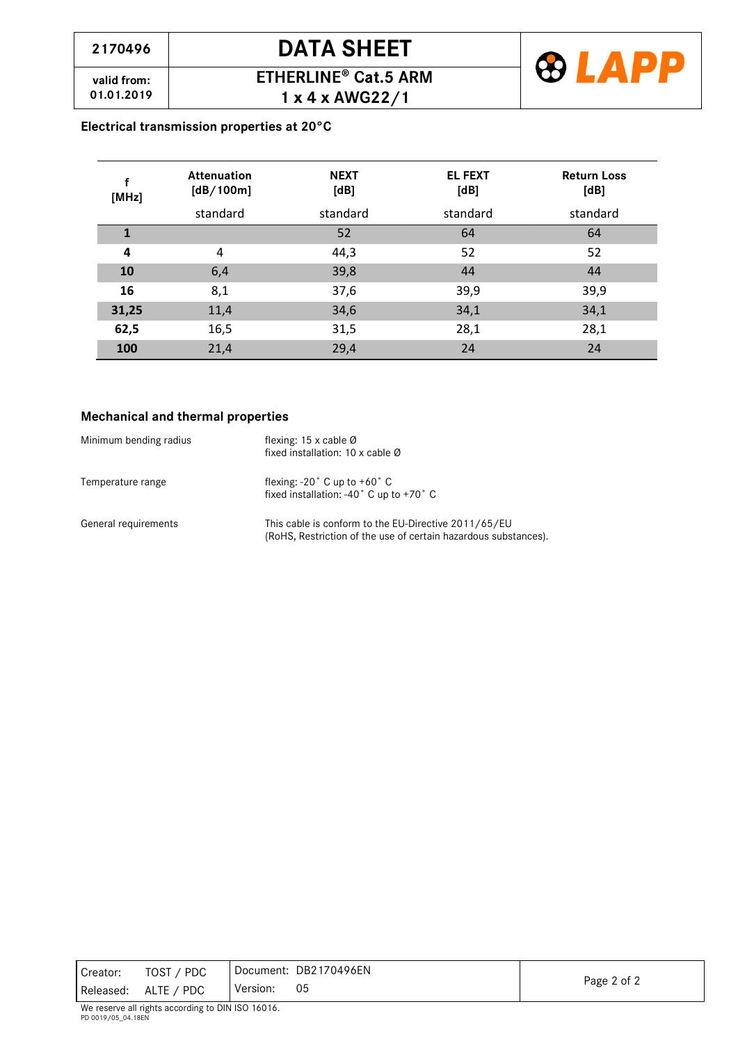## Electrical transmission properties at 20°C

| f [MHz] | Attenuation [dB/100m] | NEXT [dB] | EL FEXT [dB] | Return Loss [dB] |
|---|---|---|---|---|
| | standard | standard | standard | standard |
| **1** | | 52 | 64 | 64 |
| **4** | 4 | 44,3 | 52 | 52 |
| **10** | 6,4 | 39,8 | 44 | 44 |
| **16** | 8,1 | 37,6 | 39,9 | 39,9 |
| **31,25** | 11,4 | 34,6 | 34,1 | 34,1 |
| **62,5** | 16,5 | 31,5 | 28,1 | 28,1 |
| **100** | 21,4 | 29,4 | 24 | 24 |

## Mechanical and thermal properties

| | |
|---|---|
| Minimum bending radius | flexing: 15 x cable Ø<br>fixed installation: 10 x cable Ø |
| Temperature range | flexing: -20° C up to +60° C<br>fixed installation: -40° C up to +70° C |
| General requirements | This cable is conform to the EU-Directive 2011/65/EU<br>(RoHS, Restriction of the use of certain hazardous substances). |

| | |
|---|---|
| Creator: TOST / PDC | Document: DB2170496EN |
| Released: ALTE / PDC | Version: 05 |

We reserve all rights according to DIN ISO 16016.

PD 0019/05_04.18EN